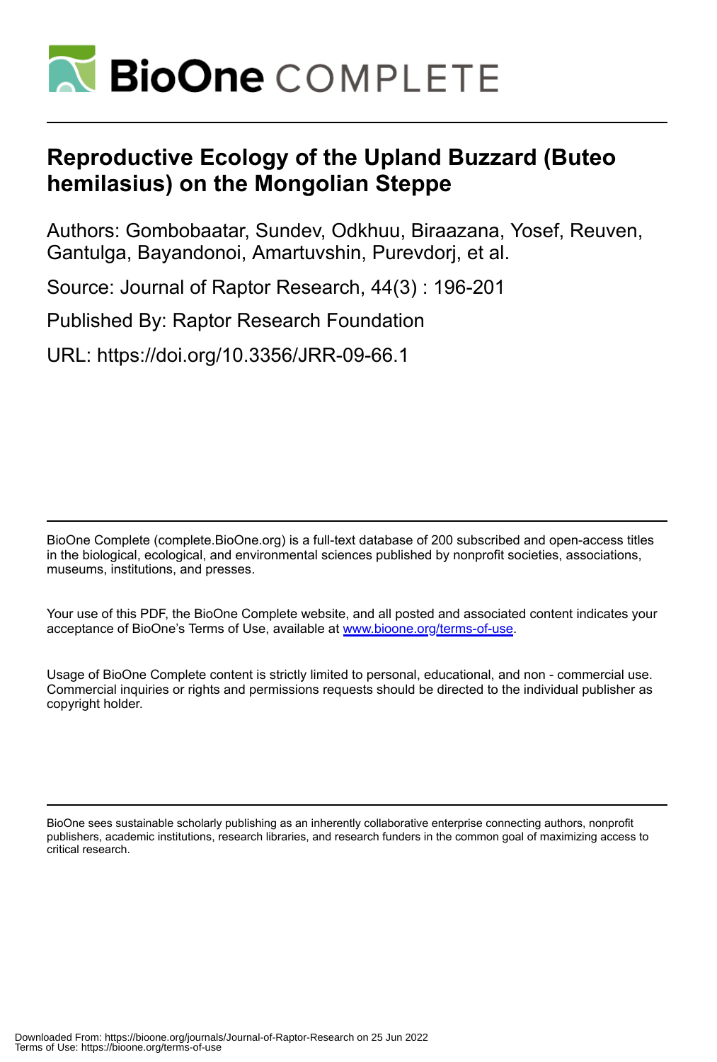# Reproductive Ecology of the Upland Buzzard (Buteo hemilasius) on the Mongolian Steppe

Authors: Gombobaatar, Sundev, Odkhuu, Biraazana, Yosef, Reuven, Gantulga, Bayandonoi, Amartuvshin, Purevdorj, et al.

Source: Journal of Raptor Research, 44(3) : 196-201

Published By: Raptor Research Foundation

URL: https://doi.org/10.3356/JRR-09-66.1

---

BioOne Complete (complete.BioOne.org) is a full-text database of 200 subscribed and open-access titles in the biological, ecological, and environmental sciences published by nonprofit societies, associations, museums, institutions, and presses.

Your use of this PDF, the BioOne Complete website, and all posted and associated content indicates your acceptance of BioOne's Terms of Use, available at www.bioone.org/terms-of-use.

Usage of BioOne Complete content is strictly limited to personal, educational, and non - commercial use. Commercial inquiries or rights and permissions requests should be directed to the individual publisher as copyright holder.

---

BioOne sees sustainable scholarly publishing as an inherently collaborative enterprise connecting authors, nonprofit publishers, academic institutions, research libraries, and research funders in the common goal of maximizing access to critical research.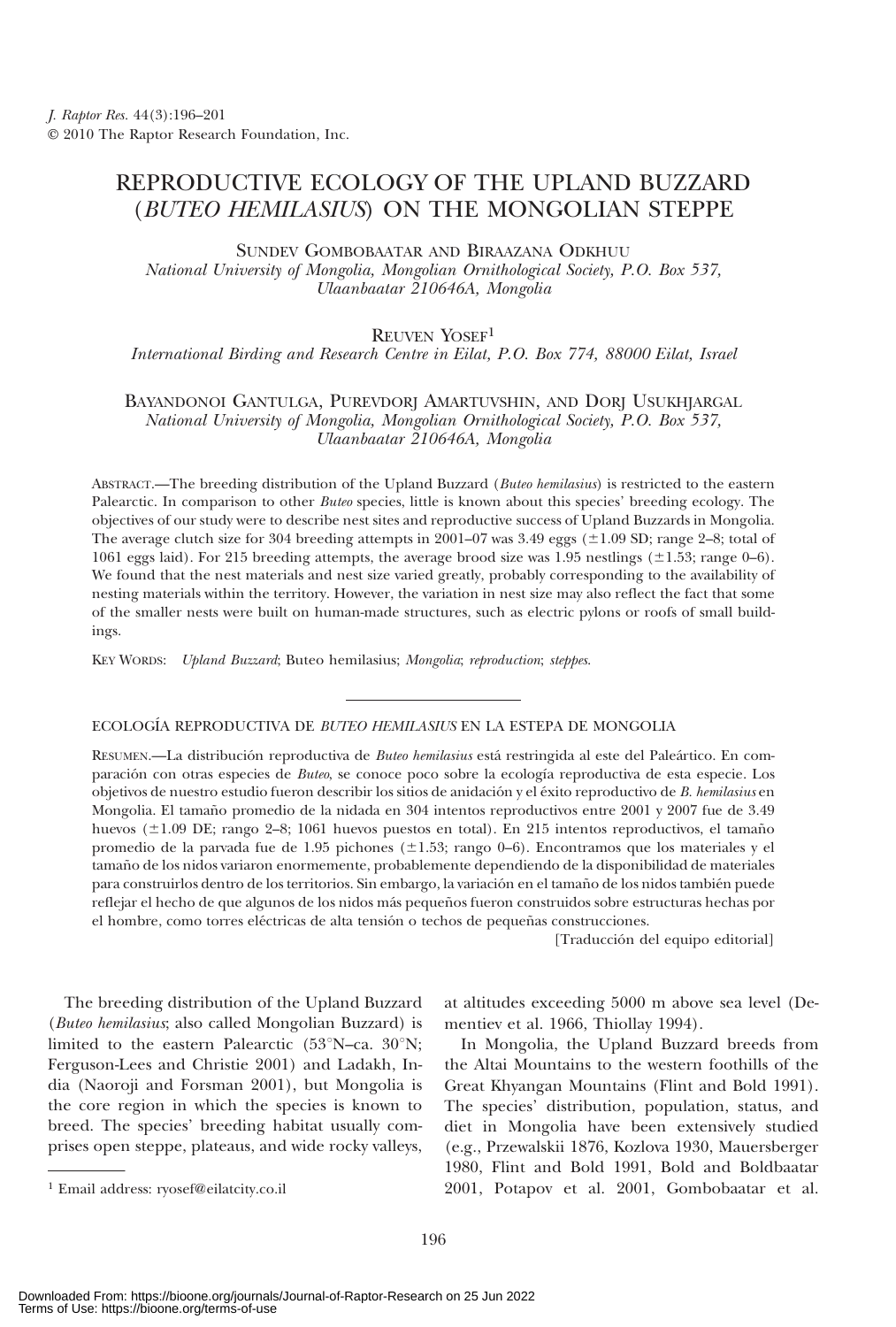# REPRODUCTIVE ECOLOGY OF THE UPLAND BUZZARD (*BUTEO HEMILASIUS*) ON THE MONGOLIAN STEPPE

Sundev Gombobaatar and Biraazana Odkhuu
*National University of Mongolia, Mongolian Ornithological Society, P.O. Box 537, Ulaanbaatar 210646A, Mongolia*

Reuven Yosef[1]
*International Birding and Research Centre in Eilat, P.O. Box 774, 88000 Eilat, Israel*

Bayandonoi Gantulga, Purevdorj Amartuvshin, and Dorj Usukhjargal
*National University of Mongolia, Mongolian Ornithological Society, P.O. Box 537, Ulaanbaatar 210646A, Mongolia*

Abstract.—The breeding distribution of the Upland Buzzard (*Buteo hemilasius*) is restricted to the eastern Palearctic. In comparison to other *Buteo* species, little is known about this species' breeding ecology. The objectives of our study were to describe nest sites and reproductive success of Upland Buzzards in Mongolia. The average clutch size for 304 breeding attempts in 2001–07 was 3.49 eggs (±1.09 SD; range 2–8; total of 1061 eggs laid). For 215 breeding attempts, the average brood size was 1.95 nestlings (±1.53; range 0–6). We found that the nest materials and nest size varied greatly, probably corresponding to the availability of nesting materials within the territory. However, the variation in nest size may also reflect the fact that some of the smaller nests were built on human-made structures, such as electric pylons or roofs of small buildings.

Key Words: *Upland Buzzard*; Buteo hemilasius; *Mongolia*; *reproduction*; *steppes.*

---

ECOLOGÍA REPRODUCTIVA DE *BUTEO HEMILASIUS* EN LA ESTEPA DE MONGOLIA

Resumen.—La distribución reproductiva de *Buteo hemilasius* está restringida al este del Paleártico. En comparación con otras especies de *Buteo*, se conoce poco sobre la ecología reproductiva de esta especie. Los objetivos de nuestro estudio fueron describir los sitios de anidación y el éxito reproductivo de *B. hemilasius* en Mongolia. El tamaño promedio de la nidada en 304 intentos reproductivos entre 2001 y 2007 fue de 3.49 huevos (±1.09 DE; rango 2–8; 1061 huevos puestos en total). En 215 intentos reproductivos, el tamaño promedio de la parvada fue de 1.95 pichones (±1.53; rango 0–6). Encontramos que los materiales y el tamaño de los nidos variaron enormemente, probablemente dependiendo de la disponibilidad de materiales para construirlos dentro de los territorios. Sin embargo, la variación en el tamaño de los nidos también puede reflejar el hecho de que algunos de los nidos más pequeños fueron construidos sobre estructuras hechas por el hombre, como torres eléctricas de alta tensión o techos de pequeñas construcciones.

[Traducción del equipo editorial]

The breeding distribution of the Upland Buzzard (*Buteo hemilasius*; also called Mongolian Buzzard) is limited to the eastern Palearctic (53°N–ca. 30°N; Ferguson-Lees and Christie 2001) and Ladakh, India (Naoroji and Forsman 2001), but Mongolia is the core region in which the species is known to breed. The species' breeding habitat usually comprises open steppe, plateaus, and wide rocky valleys, at altitudes exceeding 5000 m above sea level (Dementiev et al. 1966, Thiollay 1994).

In Mongolia, the Upland Buzzard breeds from the Altai Mountains to the western foothills of the Great Khyangan Mountains (Flint and Bold 1991). The species' distribution, population, status, and diet in Mongolia have been extensively studied (e.g., Przewalskii 1876, Kozlova 1930, Mauersberger 1980, Flint and Bold 1991, Bold and Boldbaatar 2001, Potapov et al. 2001, Gombobaatar et al.

[1] Email address: ryosef@eilatcity.co.il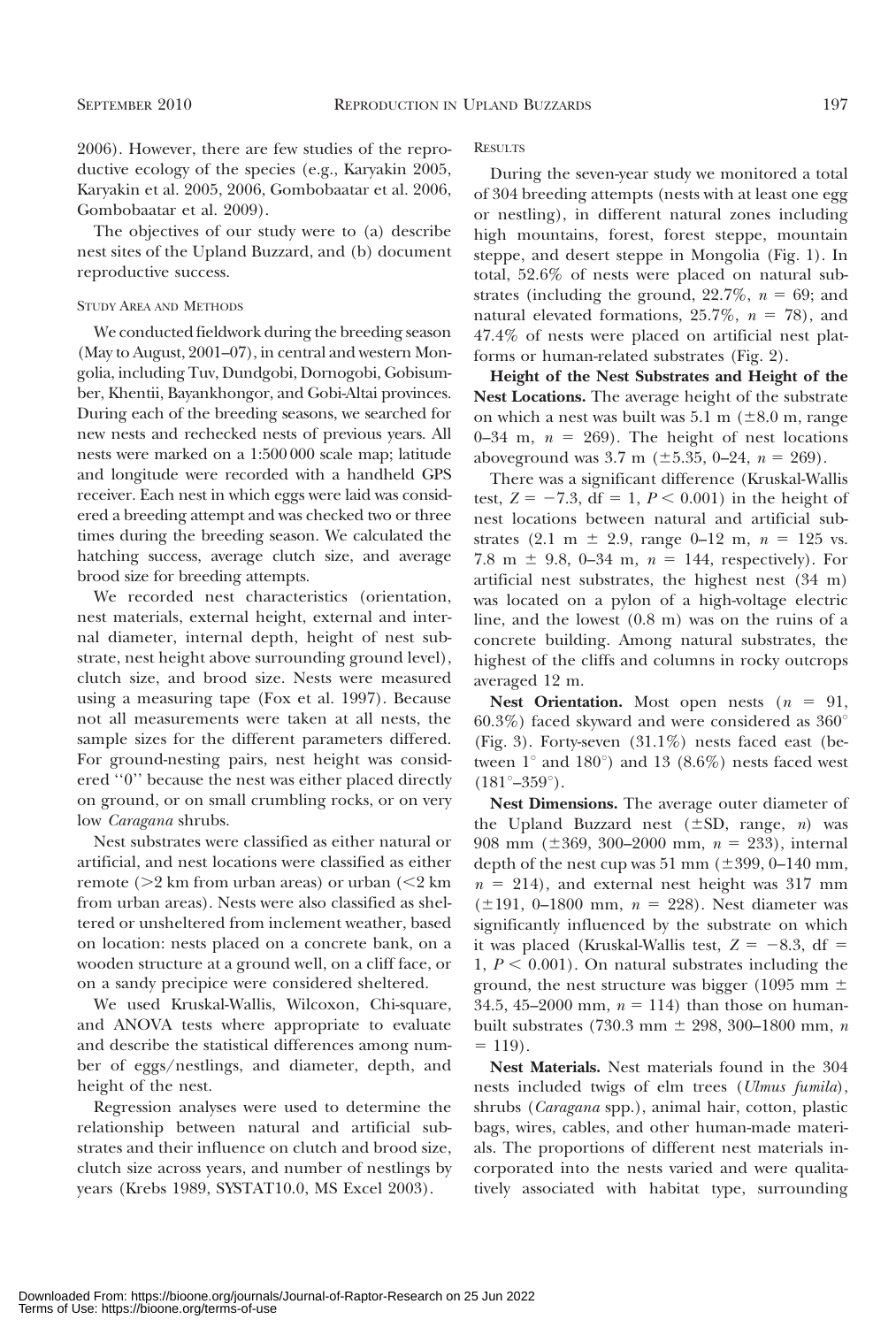2006). However, there are few studies of the reproductive ecology of the species (e.g., Karyakin 2005, Karyakin et al. 2005, 2006, Gombobaatar et al. 2006, Gombobaatar et al. 2009).

The objectives of our study were to (a) describe nest sites of the Upland Buzzard, and (b) document reproductive success.

## STUDY AREA AND METHODS

We conducted fieldwork during the breeding season (May to August, 2001–07), in central and western Mongolia, including Tuv, Dundgobi, Dornogobi, Gobisumber, Khentii, Bayankhongor, and Gobi-Altai provinces. During each of the breeding seasons, we searched for new nests and rechecked nests of previous years. All nests were marked on a 1:500 000 scale map; latitude and longitude were recorded with a handheld GPS receiver. Each nest in which eggs were laid was considered a breeding attempt and was checked two or three times during the breeding season. We calculated the hatching success, average clutch size, and average brood size for breeding attempts.

We recorded nest characteristics (orientation, nest materials, external height, external and internal diameter, internal depth, height of nest substrate, nest height above surrounding ground level), clutch size, and brood size. Nests were measured using a measuring tape (Fox et al. 1997). Because not all measurements were taken at all nests, the sample sizes for the different parameters differed. For ground-nesting pairs, nest height was considered "0" because the nest was either placed directly on ground, or on small crumbling rocks, or on very low *Caragana* shrubs.

Nest substrates were classified as either natural or artificial, and nest locations were classified as either remote (>2 km from urban areas) or urban (<2 km from urban areas). Nests were also classified as sheltered or unsheltered from inclement weather, based on location: nests placed on a concrete bank, on a wooden structure at a ground well, on a cliff face, or on a sandy precipice were considered sheltered.

We used Kruskal-Wallis, Wilcoxon, Chi-square, and ANOVA tests where appropriate to evaluate and describe the statistical differences among number of eggs/nestlings, and diameter, depth, and height of the nest.

Regression analyses were used to determine the relationship between natural and artificial substrates and their influence on clutch and brood size, clutch size across years, and number of nestlings by years (Krebs 1989, SYSTAT10.0, MS Excel 2003).

## RESULTS

During the seven-year study we monitored a total of 304 breeding attempts (nests with at least one egg or nestling), in different natural zones including high mountains, forest, forest steppe, mountain steppe, and desert steppe in Mongolia (Fig. 1). In total, 52.6% of nests were placed on natural substrates (including the ground, 22.7%, $n = 69$; and natural elevated formations, 25.7%, $n = 78$), and 47.4% of nests were placed on artificial nest platforms or human-related substrates (Fig. 2).

**Height of the Nest Substrates and Height of the Nest Locations.** The average height of the substrate on which a nest was built was 5.1 m ($\pm$8.0 m, range 0–34 m, $n = 269$). The height of nest locations aboveground was 3.7 m ($\pm$5.35, 0–24, $n = 269$).

There was a significant difference (Kruskal-Wallis test, $Z = -7.3$, df = 1, $P < 0.001$) in the height of nest locations between natural and artificial substrates (2.1 m $\pm$ 2.9, range 0–12 m, $n = 125$ vs. 7.8 m $\pm$ 9.8, 0–34 m, $n = 144$, respectively). For artificial nest substrates, the highest nest (34 m) was located on a pylon of a high-voltage electric line, and the lowest (0.8 m) was on the ruins of a concrete building. Among natural substrates, the highest of the cliffs and columns in rocky outcrops averaged 12 m.

**Nest Orientation.** Most open nests ($n = 91$, 60.3%) faced skyward and were considered as 360° (Fig. 3). Forty-seven (31.1%) nests faced east (between 1° and 180°) and 13 (8.6%) nests faced west (181°–359°).

**Nest Dimensions.** The average outer diameter of the Upland Buzzard nest ($\pm$SD, range, *n*) was 908 mm ($\pm$369, 300–2000 mm, $n = 233$), internal depth of the nest cup was 51 mm ($\pm$399, 0–140 mm, $n = 214$), and external nest height was 317 mm ($\pm$191, 0–1800 mm, $n = 228$). Nest diameter was significantly influenced by the substrate on which it was placed (Kruskal-Wallis test, $Z = -8.3$, df = 1, $P < 0.001$). On natural substrates including the ground, the nest structure was bigger (1095 mm $\pm$ 34.5, 45–2000 mm, $n = 114$) than those on human-built substrates (730.3 mm $\pm$ 298, 300–1800 mm, $n = 119$).

**Nest Materials.** Nest materials found in the 304 nests included twigs of elm trees (*Ulmus fumila*), shrubs (*Caragana* spp.), animal hair, cotton, plastic bags, wires, cables, and other human-made materials. The proportions of different nest materials incorporated into the nests varied and were qualitatively associated with habitat type, surrounding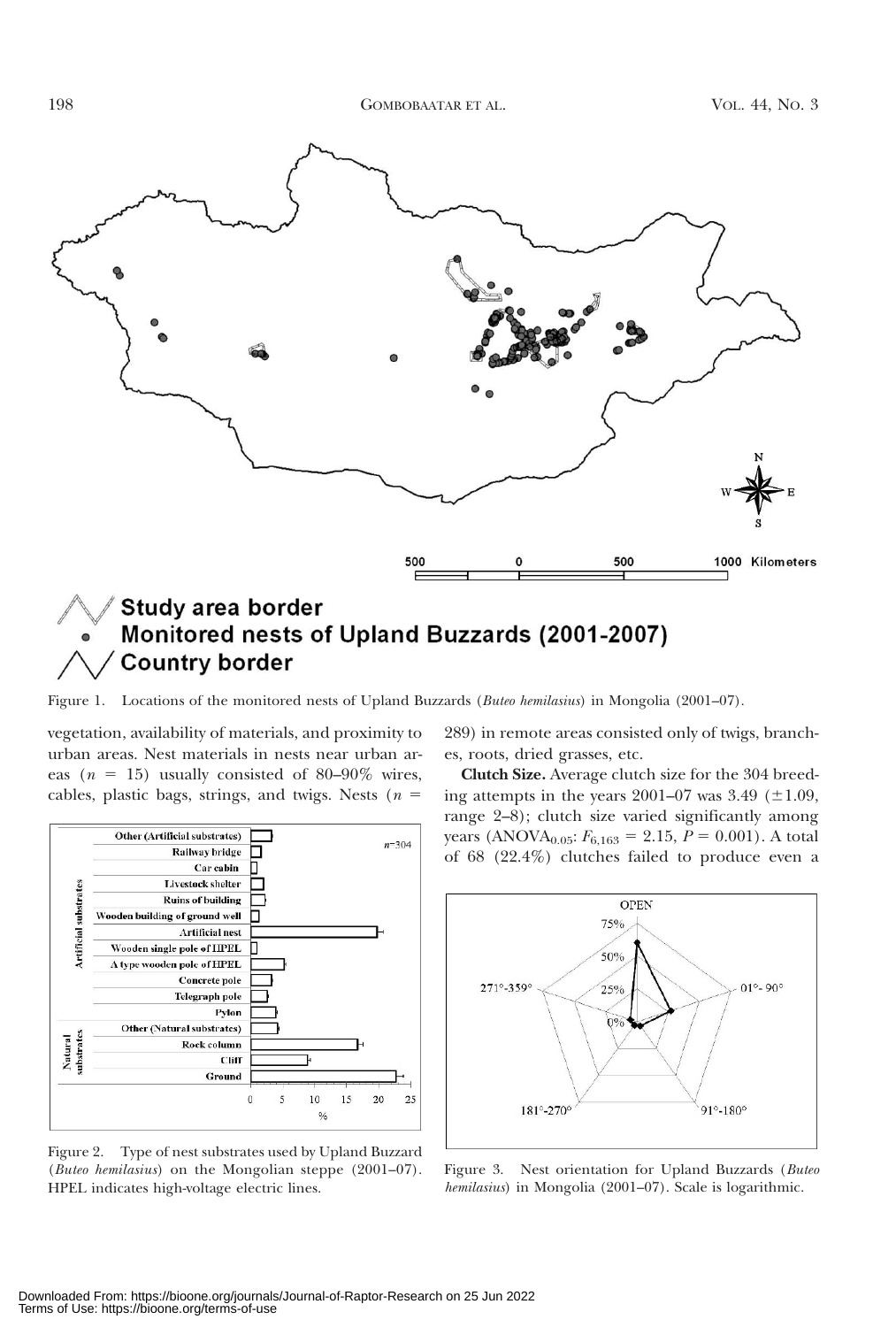Figure 1. Locations of the monitored nests of Upland Buzzards (*Buteo hemilasius*) in Mongolia (2001–07).

vegetation, availability of materials, and proximity to urban areas. Nest materials in nests near urban areas ($n = 15$) usually consisted of 80–90% wires, cables, plastic bags, strings, and twigs. Nests ($n = 289$) in remote areas consisted only of twigs, branches, roots, dried grasses, etc.

Figure 2. Type of nest substrates used by Upland Buzzard (*Buteo hemilasius*) on the Mongolian steppe (2001–07). HPEL indicates high-voltage electric lines.

**Clutch Size.** Average clutch size for the 304 breeding attempts in the years 2001–07 was 3.49 (±1.09, range 2–8); clutch size varied significantly among years (ANOVA$_{0.05}$: $F_{6,163} = 2.15$, $P = 0.001$). A total of 68 (22.4%) clutches failed to produce even a

Figure 3. Nest orientation for Upland Buzzards (*Buteo hemilasius*) in Mongolia (2001–07). Scale is logarithmic.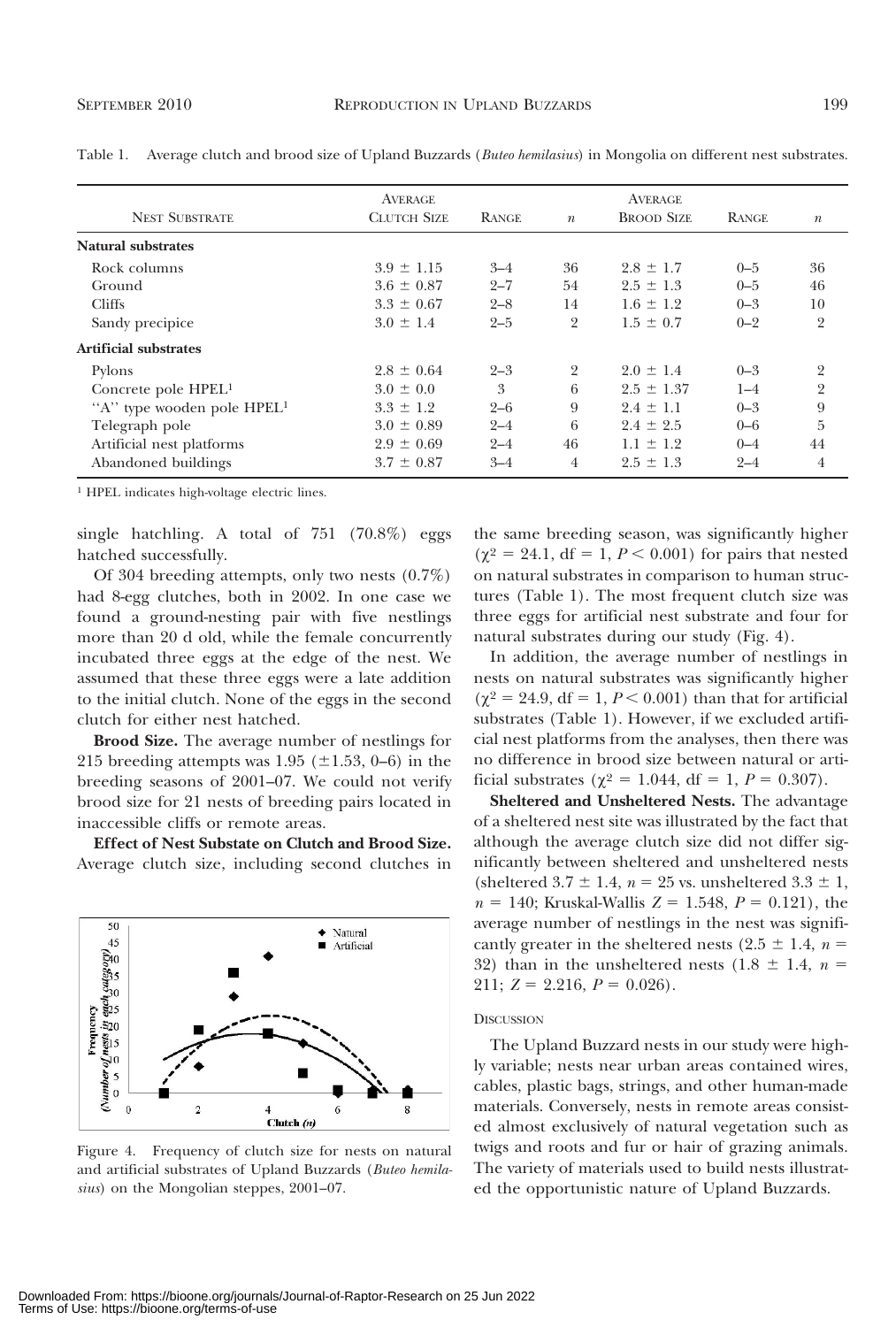Table 1. Average clutch and brood size of Upland Buzzards (*Buteo hemilasius*) in Mongolia on different nest substrates.

| Nest Substrate | Average Clutch Size | Range | $n$ | Average Brood Size | Range | $n$ |
|---|---|---|---|---|---|---|
| **Natural substrates** | | | | | | |
| Rock columns | 3.9 ± 1.15 | 3–4 | 36 | 2.8 ± 1.7 | 0–5 | 36 |
| Ground | 3.6 ± 0.87 | 2–7 | 54 | 2.5 ± 1.3 | 0–5 | 46 |
| Cliffs | 3.3 ± 0.67 | 2–8 | 14 | 1.6 ± 1.2 | 0–3 | 10 |
| Sandy precipice | 3.0 ± 1.4 | 2–5 | 2 | 1.5 ± 0.7 | 0–2 | 2 |
| **Artificial substrates** | | | | | | |
| Pylons | 2.8 ± 0.64 | 2–3 | 2 | 2.0 ± 1.4 | 0–3 | 2 |
| Concrete pole HPEL[1] | 3.0 ± 0.0 | 3 | 6 | 2.5 ± 1.37 | 1–4 | 2 |
| "A" type wooden pole HPEL[1] | 3.3 ± 1.2 | 2–6 | 9 | 2.4 ± 1.1 | 0–3 | 9 |
| Telegraph pole | 3.0 ± 0.89 | 2–4 | 6 | 2.4 ± 2.5 | 0–6 | 5 |
| Artificial nest platforms | 2.9 ± 0.69 | 2–4 | 46 | 1.1 ± 1.2 | 0–4 | 44 |
| Abandoned buildings | 3.7 ± 0.87 | 3–4 | 4 | 2.5 ± 1.3 | 2–4 | 4 |

[1] HPEL indicates high-voltage electric lines.

single hatchling. A total of 751 (70.8%) eggs hatched successfully.

Of 304 breeding attempts, only two nests (0.7%) had 8-egg clutches, both in 2002. In one case we found a ground-nesting pair with five nestlings more than 20 d old, while the female concurrently incubated three eggs at the edge of the nest. We assumed that these three eggs were a late addition to the initial clutch. None of the eggs in the second clutch for either nest hatched.

**Brood Size.** The average number of nestlings for 215 breeding attempts was 1.95 (±1.53, 0–6) in the breeding seasons of 2001–07. We could not verify brood size for 21 nests of breeding pairs located in inaccessible cliffs or remote areas.

**Effect of Nest Substate on Clutch and Brood Size.** Average clutch size, including second clutches in the same breeding season, was significantly higher ($\chi^2 = 24.1$, df = 1, $P < 0.001$) for pairs that nested on natural substrates in comparison to human structures (Table 1). The most frequent clutch size was three eggs for artificial nest substrate and four for natural substrates during our study (Fig. 4).

Figure 4. Frequency of clutch size for nests on natural and artificial substrates of Upland Buzzards (*Buteo hemilasius*) on the Mongolian steppes, 2001–07.

In addition, the average number of nestlings in nests on natural substrates was significantly higher ($\chi^2 = 24.9$, df = 1, $P < 0.001$) than that for artificial substrates (Table 1). However, if we excluded artificial nest platforms from the analyses, then there was no difference in brood size between natural or artificial substrates ($\chi^2 = 1.044$, df = 1, $P = 0.307$).

**Sheltered and Unsheltered Nests.** The advantage of a sheltered nest site was illustrated by the fact that although the average clutch size did not differ significantly between sheltered and unsheltered nests (sheltered 3.7 ± 1.4, $n = 25$ vs. unsheltered 3.3 ± 1, $n = 140$; Kruskal-Wallis $Z = 1.548$, $P = 0.121$), the average number of nestlings in the nest was significantly greater in the sheltered nests (2.5 ± 1.4, $n = 32$) than in the unsheltered nests (1.8 ± 1.4, $n = 211$; $Z = 2.216$, $P = 0.026$).

## Discussion

The Upland Buzzard nests in our study were highly variable; nests near urban areas contained wires, cables, plastic bags, strings, and other human-made materials. Conversely, nests in remote areas consisted almost exclusively of natural vegetation such as twigs and roots and fur or hair of grazing animals. The variety of materials used to build nests illustrated the opportunistic nature of Upland Buzzards.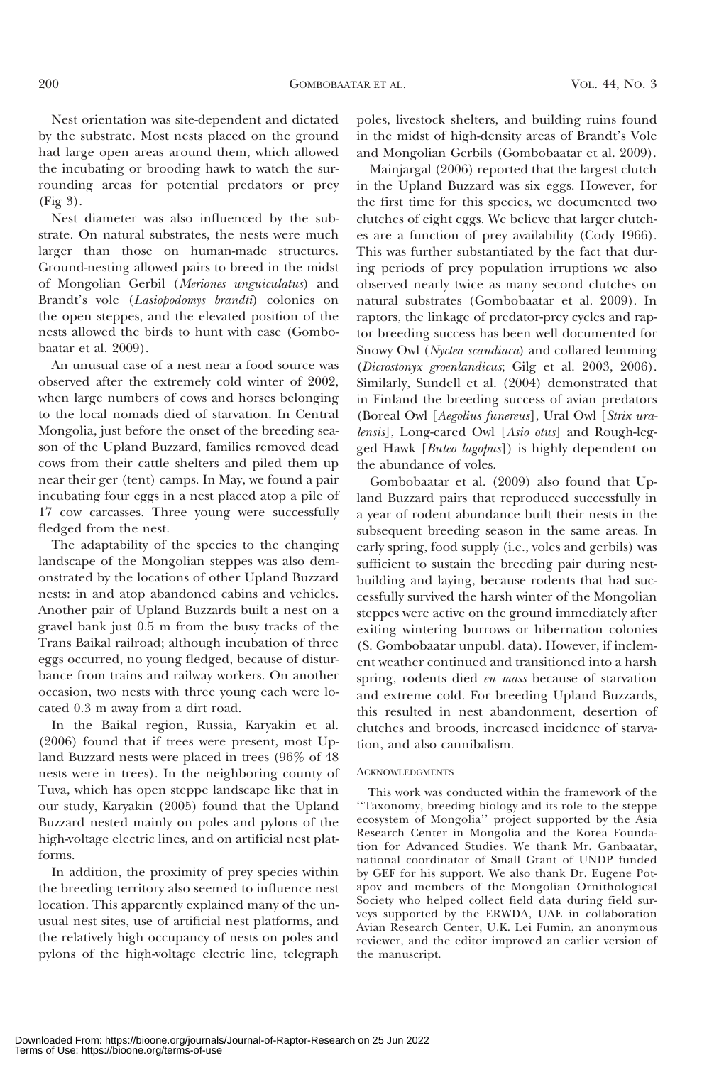Nest orientation was site-dependent and dictated by the substrate. Most nests placed on the ground had large open areas around them, which allowed the incubating or brooding hawk to watch the surrounding areas for potential predators or prey (Fig 3).

Nest diameter was also influenced by the substrate. On natural substrates, the nests were much larger than those on human-made structures. Ground-nesting allowed pairs to breed in the midst of Mongolian Gerbil (*Meriones unguiculatus*) and Brandt's vole (*Lasiopodomys brandti*) colonies on the open steppes, and the elevated position of the nests allowed the birds to hunt with ease (Gombobaatar et al. 2009).

An unusual case of a nest near a food source was observed after the extremely cold winter of 2002, when large numbers of cows and horses belonging to the local nomads died of starvation. In Central Mongolia, just before the onset of the breeding season of the Upland Buzzard, families removed dead cows from their cattle shelters and piled them up near their ger (tent) camps. In May, we found a pair incubating four eggs in a nest placed atop a pile of 17 cow carcasses. Three young were successfully fledged from the nest.

The adaptability of the species to the changing landscape of the Mongolian steppes was also demonstrated by the locations of other Upland Buzzard nests: in and atop abandoned cabins and vehicles. Another pair of Upland Buzzards built a nest on a gravel bank just 0.5 m from the busy tracks of the Trans Baikal railroad; although incubation of three eggs occurred, no young fledged, because of disturbance from trains and railway workers. On another occasion, two nests with three young each were located 0.3 m away from a dirt road.

In the Baikal region, Russia, Karyakin et al. (2006) found that if trees were present, most Upland Buzzard nests were placed in trees (96% of 48 nests were in trees). In the neighboring county of Tuva, which has open steppe landscape like that in our study, Karyakin (2005) found that the Upland Buzzard nested mainly on poles and pylons of the high-voltage electric lines, and on artificial nest platforms.

In addition, the proximity of prey species within the breeding territory also seemed to influence nest location. This apparently explained many of the unusual nest sites, use of artificial nest platforms, and the relatively high occupancy of nests on poles and pylons of the high-voltage electric line, telegraph poles, livestock shelters, and building ruins found in the midst of high-density areas of Brandt's Vole and Mongolian Gerbils (Gombobaatar et al. 2009).

Mainjargal (2006) reported that the largest clutch in the Upland Buzzard was six eggs. However, for the first time for this species, we documented two clutches of eight eggs. We believe that larger clutches are a function of prey availability (Cody 1966). This was further substantiated by the fact that during periods of prey population irruptions we also observed nearly twice as many second clutches on natural substrates (Gombobaatar et al. 2009). In raptors, the linkage of predator-prey cycles and raptor breeding success has been well documented for Snowy Owl (*Nyctea scandiaca*) and collared lemming (*Dicrostonyx groenlandicus*; Gilg et al. 2003, 2006). Similarly, Sundell et al. (2004) demonstrated that in Finland the breeding success of avian predators (Boreal Owl [*Aegolius funereus*], Ural Owl [*Strix uralensis*], Long-eared Owl [*Asio otus*] and Rough-legged Hawk [*Buteo lagopus*]) is highly dependent on the abundance of voles.

Gombobaatar et al. (2009) also found that Upland Buzzard pairs that reproduced successfully in a year of rodent abundance built their nests in the subsequent breeding season in the same areas. In early spring, food supply (i.e., voles and gerbils) was sufficient to sustain the breeding pair during nest-building and laying, because rodents that had successfully survived the harsh winter of the Mongolian steppes were active on the ground immediately after exiting wintering burrows or hibernation colonies (S. Gombobaatar unpubl. data). However, if inclement weather continued and transitioned into a harsh spring, rodents died *en mass* because of starvation and extreme cold. For breeding Upland Buzzards, this resulted in nest abandonment, desertion of clutches and broods, increased incidence of starvation, and also cannibalism.

## Acknowledgments

This work was conducted within the framework of the ''Taxonomy, breeding biology and its role to the steppe ecosystem of Mongolia'' project supported by the Asia Research Center in Mongolia and the Korea Foundation for Advanced Studies. We thank Mr. Ganbaatar, national coordinator of Small Grant of UNDP funded by GEF for his support. We also thank Dr. Eugene Potapov and members of the Mongolian Ornithological Society who helped collect field data during field surveys supported by the ERWDA, UAE in collaboration Avian Research Center, U.K. Lei Fumin, an anonymous reviewer, and the editor improved an earlier version of the manuscript.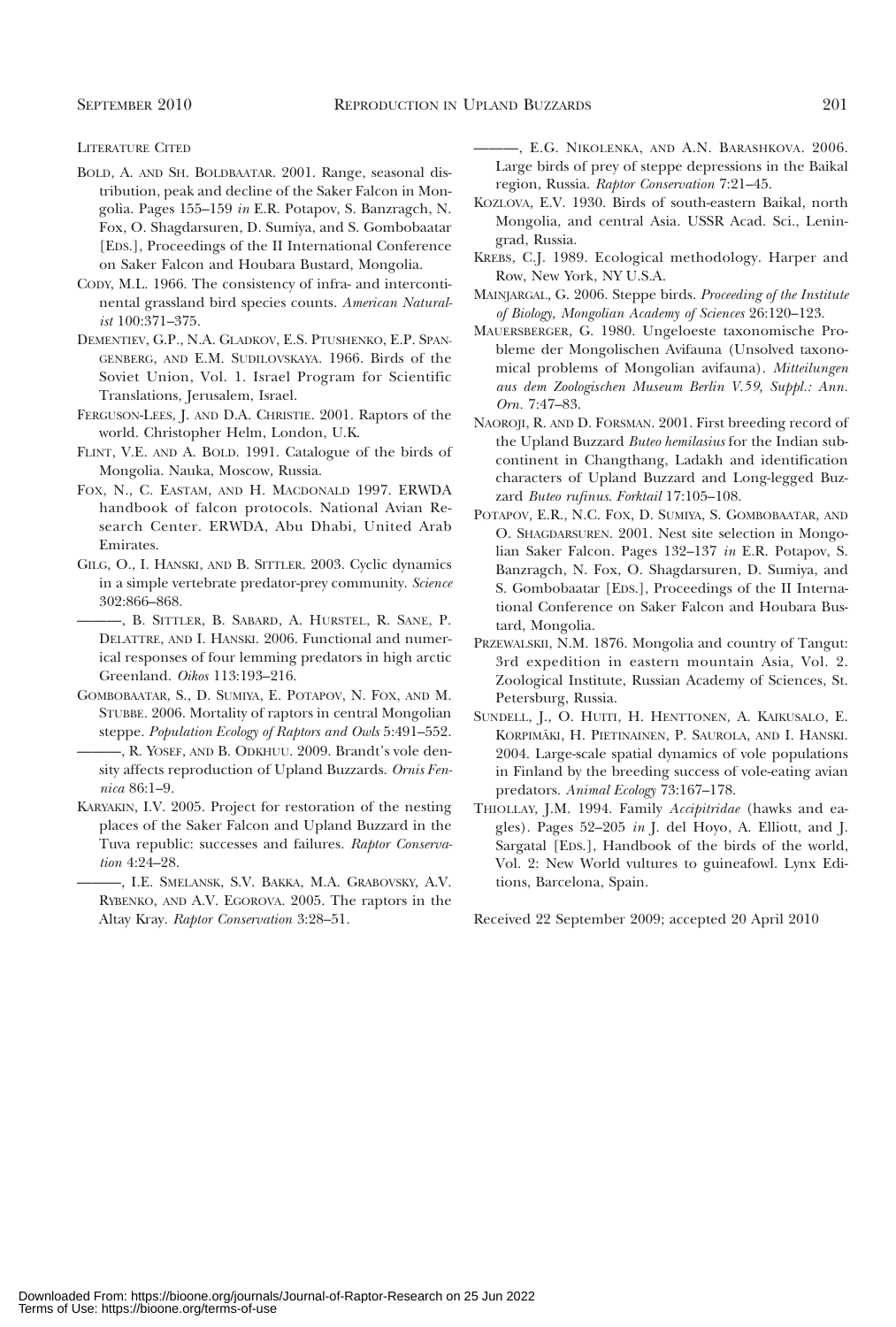## Literature Cited

Bold, A. and Sh. Boldbaatar. 2001. Range, seasonal distribution, peak and decline of the Saker Falcon in Mongolia. Pages 155–159 *in* E.R. Potapov, S. Banzragch, N. Fox, O. Shagdarsuren, D. Sumiya, and S. Gombobaatar [Eds.], Proceedings of the II International Conference on Saker Falcon and Houbara Bustard, Mongolia.

Cody, M.L. 1966. The consistency of infra- and intercontinental grassland bird species counts. *American Naturalist* 100:371–375.

Dementiev, G.P., N.A. Gladkov, E.S. Ptushenko, E.P. Spangenberg, and E.M. Sudilovskaya. 1966. Birds of the Soviet Union, Vol. 1. Israel Program for Scientific Translations, Jerusalem, Israel.

Ferguson-Lees, J. and D.A. Christie. 2001. Raptors of the world. Christopher Helm, London, U.K.

Flint, V.E. and A. Bold. 1991. Catalogue of the birds of Mongolia. Nauka, Moscow, Russia.

Fox, N., C. Eastam, and H. Macdonald 1997. ERWDA handbook of falcon protocols. National Avian Research Center. ERWDA, Abu Dhabi, United Arab Emirates.

Gilg, O., I. Hanski, and B. Sittler. 2003. Cyclic dynamics in a simple vertebrate predator-prey community. *Science* 302:866–868.

———, B. Sittler, B. Sabard, A. Hurstel, R. Sane, P. Delattre, and I. Hanski. 2006. Functional and numerical responses of four lemming predators in high arctic Greenland. *Oikos* 113:193–216.

Gombobaatar, S., D. Sumiya, E. Potapov, N. Fox, and M. Stubbe. 2006. Mortality of raptors in central Mongolian steppe. *Population Ecology of Raptors and Owls* 5:491–552.

———, R. Yosef, and B. Odkhuu. 2009. Brandt's vole density affects reproduction of Upland Buzzards. *Ornis Fennica* 86:1–9.

Karyakin, I.V. 2005. Project for restoration of the nesting places of the Saker Falcon and Upland Buzzard in the Tuva republic: successes and failures. *Raptor Conservation* 4:24–28.

———, I.E. Smelansk, S.V. Bakka, M.A. Grabovsky, A.V. Rybenko, and A.V. Egorova. 2005. The raptors in the Altay Kray. *Raptor Conservation* 3:28–51.

———, E.G. Nikolenka, and A.N. Barashkova. 2006. Large birds of prey of steppe depressions in the Baikal region, Russia. *Raptor Conservation* 7:21–45.

Kozlova, E.V. 1930. Birds of south-eastern Baikal, north Mongolia, and central Asia. USSR Acad. Sci., Leningrad, Russia.

Krebs, C.J. 1989. Ecological methodology. Harper and Row, New York, NY U.S.A.

Mainjargal, G. 2006. Steppe birds. *Proceeding of the Institute of Biology, Mongolian Academy of Sciences* 26:120–123.

Mauersberger, G. 1980. Ungeloeste taxonomische Probleme der Mongolischen Avifauna (Unsolved taxonomical problems of Mongolian avifauna). *Mitteilungen aus dem Zoologischen Museum Berlin V.59, Suppl.: Ann. Orn.* 7:47–83.

Naoroji, R. and D. Forsman. 2001. First breeding record of the Upland Buzzard *Buteo hemilasius* for the Indian subcontinent in Changthang, Ladakh and identification characters of Upland Buzzard and Long-legged Buzzard *Buteo rufinus*. *Forktail* 17:105–108.

Potapov, E.R., N.C. Fox, D. Sumiya, S. Gombobaatar, and O. Shagdarsuren. 2001. Nest site selection in Mongolian Saker Falcon. Pages 132–137 *in* E.R. Potapov, S. Banzragch, N. Fox, O. Shagdarsuren, D. Sumiya, and S. Gombobaatar [Eds.], Proceedings of the II International Conference on Saker Falcon and Houbara Bustard, Mongolia.

Przewalskii, N.M. 1876. Mongolia and country of Tangut: 3rd expedition in eastern mountain Asia, Vol. 2. Zoological Institute, Russian Academy of Sciences, St. Petersburg, Russia.

Sundell, J., O. Huiti, H. Henttonen, A. Kaikusalo, E. Korpimäki, H. Pietinainen, P. Saurola, and I. Hanski. 2004. Large-scale spatial dynamics of vole populations in Finland by the breeding success of vole-eating avian predators. *Animal Ecology* 73:167–178.

Thiollay, J.M. 1994. Family *Accipitridae* (hawks and eagles). Pages 52–205 *in* J. del Hoyo, A. Elliott, and J. Sargatal [Eds.], Handbook of the birds of the world, Vol. 2: New World vultures to guineafowl. Lynx Editions, Barcelona, Spain.

Received 22 September 2009; accepted 20 April 2010